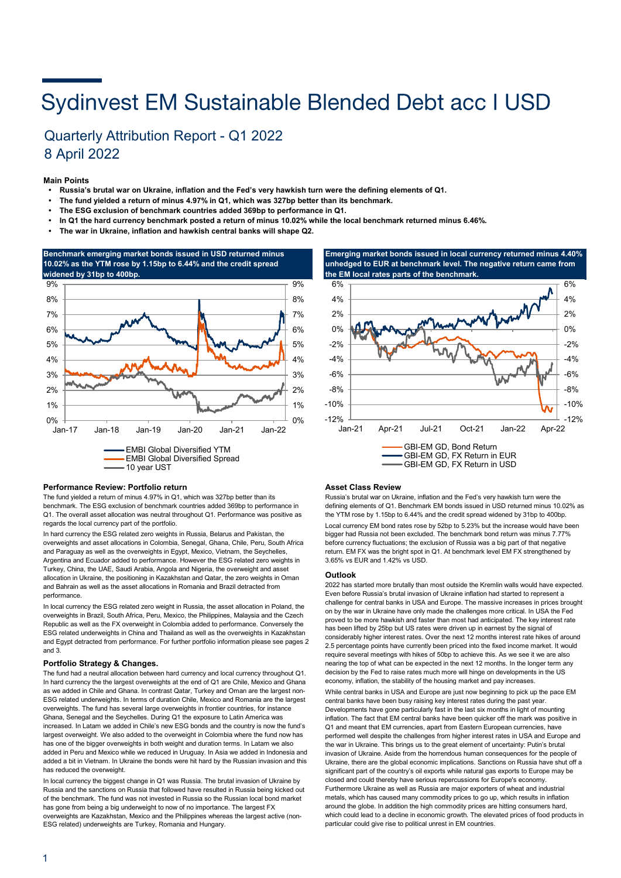# Sydinvest EM Sustainable Blended Debt acc I USD

## Quarterly Attribution Report - Q1 2022
## 8 April 2022

**Main Points**

- **Russia's brutal war on Ukraine, inflation and the Fed's very hawkish turn were the defining elements of Q1.**
- **The fund yielded a return of minus 4.97% in Q1, which was 327bp better than its benchmark.**
- **The ESG exclusion of benchmark countries added 369bp to performance in Q1.**
- **In Q1 the hard currency benchmark posted a return of minus 10.02% while the local benchmark returned minus 6.46%.**
- **The war in Ukraine, inflation and hawkish central banks will shape Q2.**

**Benchmark emerging market bonds issued in USD returned minus 10.02% as the YTM rose by 1.15bp to 6.44% and the credit spread widened by 31bp to 400bp.**

EMBI Global Diversified YTM
EMBI Global Diversified Spread
10 year UST

**Emerging market bonds issued in local currency returned minus 4.40% unhedged to EUR at benchmark level. The negative return came from the EM local rates parts of the benchmark.**

GBI-EM GD, Bond Return
GBI-EM GD, FX Return in EUR
GBI-EM GD, FX Return in USD

### Performance Review: Portfolio return

The fund yielded a return of minus 4.97% in Q1, which was 327bp better than its benchmark. The ESG exclusion of benchmark countries added 369bp to performance in Q1. The overall asset allocation was neutral throughout Q1. Performance was positive as regards the local currency part of the portfolio.

In hard currency the ESG related zero weights in Russia, Belarus and Pakistan, the overweights and asset allocations in Colombia, Senegal, Ghana, Chile, Peru, South Africa and Paraguay as well as the overweights in Egypt, Mexico, Vietnam, the Seychelles, Argentina and Ecuador added to performance. However the ESG related zero weights in Turkey, China, the UAE, Saudi Arabia, Angola and Nigeria, the overweight and asset allocation in Ukraine, the positioning in Kazakhstan and Qatar, the zero weights in Oman and Bahrain as well as the asset allocations in Romania and Brazil detracted from performance.

In local currency the ESG related zero weight in Russia, the asset allocation in Poland, the overweights in Brazil, South Africa, Peru, Mexico, the Philippines, Malaysia and the Czech Republic as well as the FX overweight in Colombia added to performance. Conversely the ESG related underweights in China and Thailand as well as the overweights in Kazakhstan and Egypt detracted from performance. For further portfolio information please see pages 2 and 3.

### Portfolio Strategy & Changes.

The fund had a neutral allocation between hard currency and local currency throughout Q1. In hard currency the the largest overweights at the end of Q1 are Chile, Mexico and Ghana as we added in Chile and Ghana. In contrast Qatar, Turkey and Oman are the largest non-ESG related underweights. In terms of duration Chile, Mexico and Romania are the largest overweights. The fund has several large overweights in frontier countries, for instance Ghana, Senegal and the Seychelles. During Q1 the exposure to Latin America was increased. In Latam we added in Chile's new ESG bonds and the country is now the fund's largest overweight. We also added to the overweight in Colombia where the fund now has has one of the bigger overweights in both weight and duration terms. In Latam we also added in Peru and Mexico while we reduced in Uruguay. In Asia we added in Indonesia and added a bit in Vietnam. In Ukraine the bonds were hit hard by the Russian invasion and this has reduced the overweight.

In local currency the biggest change in Q1 was Russia. The brutal invasion of Ukraine by Russia and the sanctions on Russia that followed have resulted in Russia being kicked out of the benchmark. The fund was not invested in Russia so the Russian local bond market has gone from being a big underweight to now of no importance. The largest FX overweights are Kazakhstan, Mexico and the Philippines whereas the largest active (non-ESG related) underweights are Turkey, Romania and Hungary.

### Asset Class Review

Russia's brutal war on Ukraine, inflation and the Fed's very hawkish turn were the defining elements of Q1. Benchmark EM bonds issued in USD returned minus 10.02% as the YTM rose by 1.15bp to 6.44% and the credit spread widened by 31bp to 400bp.

Local currency EM bond rates rose by 52bp to 5.23% but the increase would have been bigger had Russia not been excluded. The benchmark bond return was minus 7.77% before currency fluctuations; the exclusion of Russia was a big part of that negative return. EM FX was the bright spot in Q1. At benchmark level EM FX strengthened by 3.65% vs EUR and 1.42% vs USD.

### Outlook

2022 has started more brutally than most outside the Kremlin walls would have expected. Even before Russia's brutal invasion of Ukraine inflation had started to represent a challenge for central banks in USA and Europe. The massive increases in prices brought on by the war in Ukraine have only made the challenges more critical. In USA the Fed proved to be more hawkish and faster than most had anticipated. The key interest rate has been lifted by 25bp but US rates were driven up in earnest by the signal of considerably higher interest rates. Over the next 12 months interest rate hikes of around 2.5 percentage points have currently been priced into the fixed income market. It would require several meetings with hikes of 50bp to achieve this. As we see it we are also nearing the top of what can be expected in the next 12 months. In the longer term any decision by the Fed to raise rates much more will hinge on developments in the US economy, inflation, the stability of the housing market and pay increases.

While central banks in USA and Europe are just now beginning to pick up the pace EM central banks have been busy raising key interest rates during the past year. Developments have gone particularly fast in the last six months in light of mounting inflation. The fact that EM central banks have been quicker off the mark was positive in Q1 and meant that EM currencies, apart from Eastern European currencies, have performed well despite the challenges from higher interest rates in USA and Europe and the war in Ukraine. This brings us to the great element of uncertainty: Putin's brutal invasion of Ukraine. Aside from the horrendous human consequences for the people of Ukraine, there are the global economic implications. Sanctions on Russia have shut off a significant part of the country's oil exports while natural gas exports to Europe may be closed and could thereby have serious repercussions for Europe's economy. Furthermore Ukraine as well as Russia are major exporters of wheat and industrial metals, which has caused many commodity prices to go up, which results in inflation around the globe. In addition the high commodity prices are hitting consumers hard, which could lead to a decline in economic growth. The elevated prices of food products in particular could give rise to political unrest in EM countries.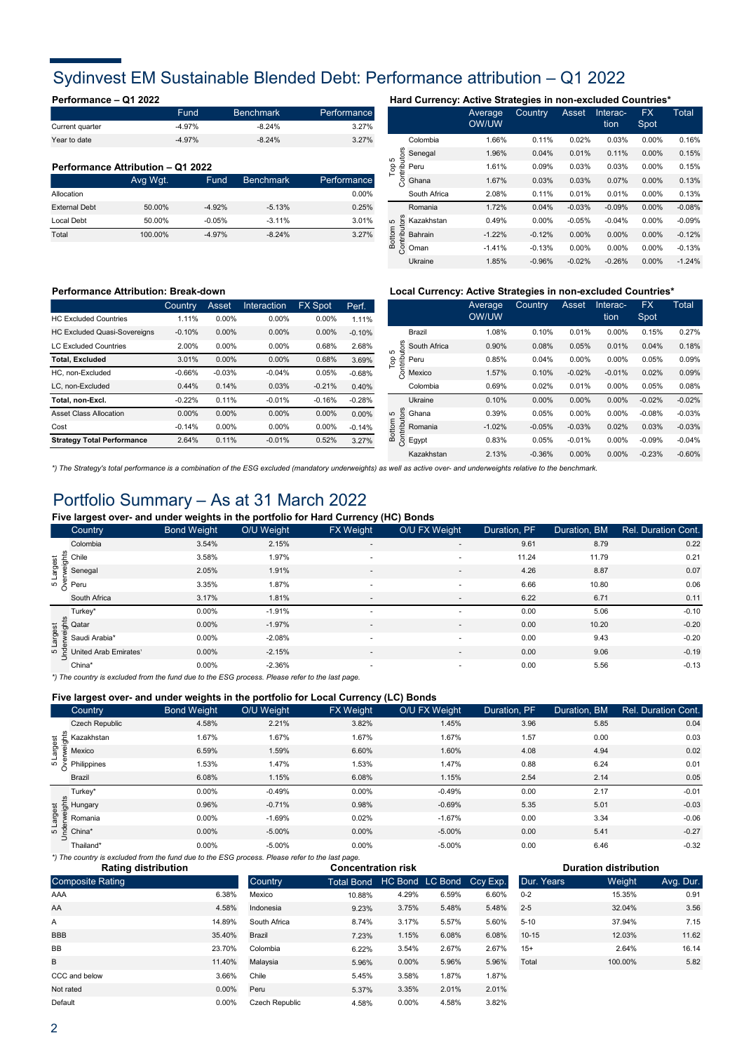# Sydinvest EM Sustainable Blended Debt: Performance attribution – Q1 2022

### Performance – Q1 2022

| | Fund | Benchmark | Performance |
|---|---|---|---|
| Current quarter | -4.97% | -8.24% | 3.27% |
| Year to date | -4.97% | -8.24% | 3.27% |

### Performance Attribution – Q1 2022

| | Avg Wgt. | Fund | Benchmark | Performance |
|---|---|---|---|---|
| Allocation | | | | 0.00% |
| External Debt | 50.00% | -4.92% | -5.13% | 0.25% |
| Local Debt | 50.00% | -0.05% | -3.11% | 3.01% |
| Total | 100.00% | -4.97% | -8.24% | 3.27% |

### Hard Currency: Active Strategies in non-excluded Countries*

| | | Average OW/UW | Country | Asset | Interaction | FX Spot | Total |
|---|---|---|---|---|---|---|---|
| Top 5 Contributors | Colombia | 1.66% | 0.11% | 0.02% | 0.03% | 0.00% | 0.16% |
| | Senegal | 1.96% | 0.04% | 0.01% | 0.11% | 0.00% | 0.15% |
| | Peru | 1.61% | 0.09% | 0.03% | 0.03% | 0.00% | 0.15% |
| | Ghana | 1.67% | 0.03% | 0.03% | 0.07% | 0.00% | 0.13% |
| | South Africa | 2.08% | 0.11% | 0.01% | 0.01% | 0.00% | 0.13% |
| Bottom 5 Contributors | Romania | 1.72% | 0.04% | -0.03% | -0.09% | 0.00% | -0.08% |
| | Kazakhstan | 0.49% | 0.00% | -0.05% | -0.04% | 0.00% | -0.09% |
| | Bahrain | -1.22% | -0.12% | 0.00% | 0.00% | 0.00% | -0.12% |
| | Oman | -1.41% | -0.13% | 0.00% | 0.00% | 0.00% | -0.13% |
| | Ukraine | 1.85% | -0.96% | -0.02% | -0.26% | 0.00% | -1.24% |

### Performance Attribution: Break-down

| | Country | Asset | Interaction | FX Spot | Perf. |
|---|---|---|---|---|---|
| HC Excluded Countries | 1.11% | 0.00% | 0.00% | 0.00% | 1.11% |
| HC Excluded Quasi-Sovereigns | -0.10% | 0.00% | 0.00% | 0.00% | -0.10% |
| LC Excluded Countries | 2.00% | 0.00% | 0.00% | 0.68% | 2.68% |
| **Total, Excluded** | 3.01% | 0.00% | 0.00% | 0.68% | 3.69% |
| HC, non-Excluded | -0.66% | -0.03% | -0.04% | 0.05% | -0.68% |
| LC, non-Excluded | 0.44% | 0.14% | 0.03% | -0.21% | 0.40% |
| **Total, non-Excl.** | -0.22% | 0.11% | -0.01% | -0.16% | -0.28% |
| Asset Class Allocation | 0.00% | 0.00% | 0.00% | 0.00% | 0.00% |
| Cost | -0.14% | 0.00% | 0.00% | 0.00% | -0.14% |
| **Strategy Total Performance** | 2.64% | 0.11% | -0.01% | 0.52% | 3.27% |

### Local Currency: Active Strategies in non-excluded Countries*

| | | Average OW/UW | Country | Asset | Interaction | FX Spot | Total |
|---|---|---|---|---|---|---|---|
| Top 5 Contributors | Brazil | 1.08% | 0.10% | 0.01% | 0.00% | 0.15% | 0.27% |
| | South Africa | 0.90% | 0.08% | 0.05% | 0.01% | 0.04% | 0.18% |
| | Peru | 0.85% | 0.04% | 0.00% | 0.00% | 0.05% | 0.09% |
| | Mexico | 1.57% | 0.10% | -0.02% | -0.01% | 0.02% | 0.09% |
| | Colombia | 0.69% | 0.02% | 0.01% | 0.00% | 0.05% | 0.08% |
| Bottom 5 Contributors | Ukraine | 0.10% | 0.00% | 0.00% | 0.00% | -0.02% | -0.02% |
| | Ghana | 0.39% | 0.05% | 0.00% | 0.00% | -0.08% | -0.03% |
| | Romania | -1.02% | -0.05% | -0.03% | 0.02% | 0.03% | -0.03% |
| | Egypt | 0.83% | 0.05% | -0.01% | 0.00% | -0.09% | -0.04% |
| | Kazakhstan | 2.13% | -0.36% | 0.00% | 0.00% | -0.23% | -0.60% |

*) The Strategy's total performance is a combination of the ESG excluded (mandatory underweights) as well as active over- and underweights relative to the benchmark.

# Portfolio Summary – As at 31 March 2022

### Five largest over- and under weights in the portfolio for Hard Currency (HC) Bonds

| | Country | Bond Weight | O/U Weight | FX Weight | O/U FX Weight | Duration, PF | Duration, BM | Rel. Duration Cont. |
|---|---|---|---|---|---|---|---|---|
| 5 Largest Overweights | Colombia | 3.54% | 2.15% | - | - | 9.61 | 8.79 | 0.22 |
| | Chile | 3.58% | 1.97% | - | - | 11.24 | 11.79 | 0.21 |
| | Senegal | 2.05% | 1.91% | - | - | 4.26 | 8.87 | 0.07 |
| | Peru | 3.35% | 1.87% | - | - | 6.66 | 10.80 | 0.06 |
| | South Africa | 3.17% | 1.81% | - | - | 6.22 | 6.71 | 0.11 |
| 5 Largest Underweights | Turkey* | 0.00% | -1.91% | - | - | 0.00 | 5.06 | -0.10 |
| | Qatar | 0.00% | -1.97% | - | - | 0.00 | 10.20 | -0.20 |
| | Saudi Arabia* | 0.00% | -2.08% | - | - | 0.00 | 9.43 | -0.20 |
| | United Arab Emirates' | 0.00% | -2.15% | - | - | 0.00 | 9.06 | -0.19 |
| | China* | 0.00% | -2.36% | - | - | 0.00 | 5.56 | -0.13 |

*) The country is excluded from the fund due to the ESG process. Please refer to the last page.

### Five largest over- and under weights in the portfolio for Local Currency (LC) Bonds

| | Country | Bond Weight | O/U Weight | FX Weight | O/U FX Weight | Duration, PF | Duration, BM | Rel. Duration Cont. |
|---|---|---|---|---|---|---|---|---|
| 5 Largest Overweights | Czech Republic | 4.58% | 2.21% | 3.82% | 1.45% | 3.96 | 5.85 | 0.04 |
| | Kazakhstan | 1.67% | 1.67% | 1.67% | 1.67% | 1.57 | 0.00 | 0.03 |
| | Mexico | 6.59% | 1.59% | 6.60% | 1.60% | 4.08 | 4.94 | 0.02 |
| | Philippines | 1.53% | 1.47% | 1.53% | 1.47% | 0.88 | 6.24 | 0.01 |
| | Brazil | 6.08% | 1.15% | 6.08% | 1.15% | 2.54 | 2.14 | 0.05 |
| 5 Largest Underweights | Turkey* | 0.00% | -0.49% | 0.00% | -0.49% | 0.00 | 2.17 | -0.01 |
| | Hungary | 0.96% | -0.71% | 0.98% | -0.69% | 5.35 | 5.01 | -0.03 |
| | Romania | 0.00% | -1.69% | 0.02% | -1.67% | 0.00 | 3.34 | -0.06 |
| | China* | 0.00% | -5.00% | 0.00% | -5.00% | 0.00 | 5.41 | -0.27 |
| | Thailand* | 0.00% | -5.00% | 0.00% | -5.00% | 0.00 | 6.46 | -0.32 |

*) The country is excluded from the fund due to the ESG process. Please refer to the last page.

### Rating distribution

| Composite Rating | |
|---|---|
| AAA | 6.38% |
| AA | 4.58% |
| A | 14.89% |
| BBB | 35.40% |
| BB | 23.70% |
| B | 11.40% |
| CCC and below | 3.66% |
| Not rated | 0.00% |
| Default | 0.00% |

### Concentration risk

| Country | Total Bond | HC Bond | LC Bond | Ccy Exp. |
|---|---|---|---|---|
| Mexico | 10.88% | 4.29% | 6.59% | 6.60% |
| Indonesia | 9.23% | 3.75% | 5.48% | 5.48% |
| South Africa | 8.74% | 3.17% | 5.57% | 5.60% |
| Brazil | 7.23% | 1.15% | 6.08% | 6.08% |
| Colombia | 6.22% | 3.54% | 2.67% | 2.67% |
| Malaysia | 5.96% | 0.00% | 5.96% | 5.96% |
| Chile | 5.45% | 3.58% | 1.87% | 1.87% |
| Peru | 5.37% | 3.35% | 2.01% | 2.01% |
| Czech Republic | 4.58% | 0.00% | 4.58% | 3.82% |

### Duration distribution

| Dur. Years | Weight | Avg. Dur. |
|---|---|---|
| 0-2 | 15.35% | 0.91 |
| 2-5 | 32.04% | 3.56 |
| 5-10 | 37.94% | 7.15 |
| 10-15 | 12.03% | 11.62 |
| 15+ | 2.64% | 16.14 |
| Total | 100.00% | 5.82 |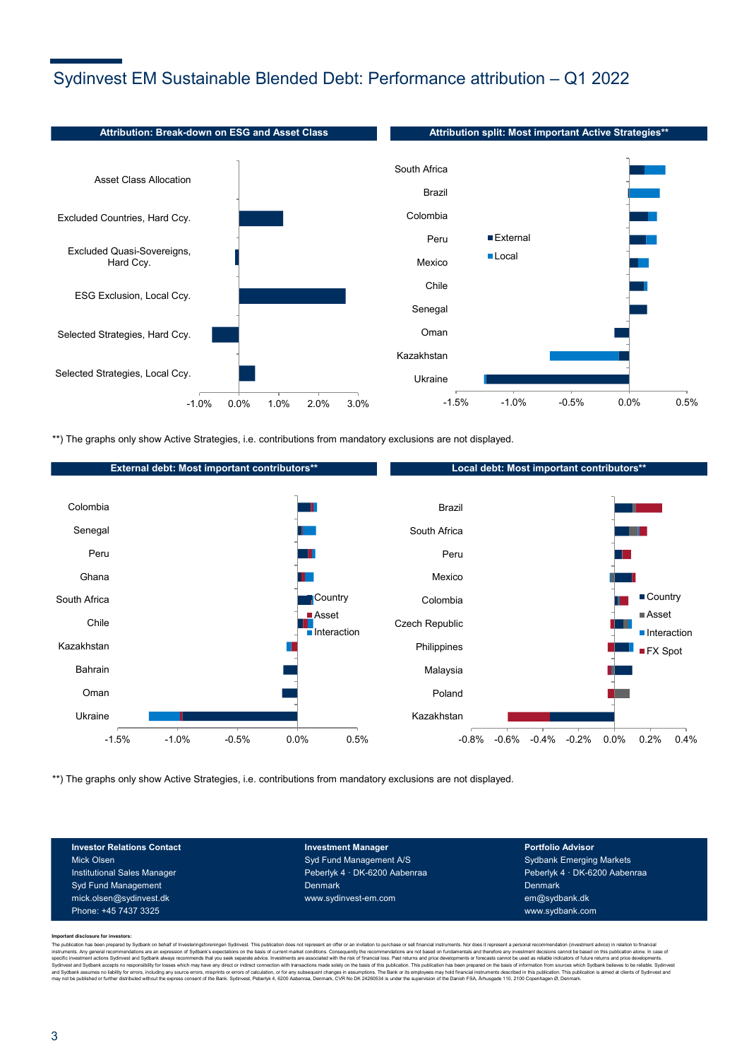# Sydinvest EM Sustainable Blended Debt: Performance attribution – Q1 2022

**Attribution: Break-down on ESG and Asset Class**

Asset Class Allocation
Excluded Countries, Hard Ccy.
Excluded Quasi-Sovereigns, Hard Ccy.
ESG Exclusion, Local Ccy.
Selected Strategies, Hard Ccy.
Selected Strategies, Local Ccy.

-1.0% 0.0% 1.0% 2.0% 3.0%

**Attribution split: Most important Active Strategies\*\***

South Africa
Brazil
Colombia
Peru
Mexico
Chile
Senegal
Oman
Kazakhstan
Ukraine

External
Local

-1.5% -1.0% -0.5% 0.0% 0.5%

\*\*) The graphs only show Active Strategies, i.e. contributions from mandatory exclusions are not displayed.

**External debt: Most important contributors\*\***

Colombia
Senegal
Peru
Ghana
South Africa
Chile
Kazakhstan
Bahrain
Oman
Ukraine

Country
Asset
Interaction

-1.5% -1.0% -0.5% 0.0% 0.5%

**Local debt: Most important contributors\*\***

Brazil
South Africa
Peru
Mexico
Colombia
Czech Republic
Philippines
Malaysia
Poland
Kazakhstan

Country
Asset
Interaction
FX Spot

-0.8% -0.6% -0.4% -0.2% 0.0% 0.2% 0.4%

\*\*) The graphs only show Active Strategies, i.e. contributions from mandatory exclusions are not displayed.

**Investor Relations Contact**
Mick Olsen
Institutional Sales Manager
Syd Fund Management
mick.olsen@sydinvest.dk
Phone: +45 7437 3325

**Investment Manager**
Syd Fund Management A/S
Peberlyk 4 · DK-6200 Aabenraa
Denmark
www.sydinvest-em.com

**Portfolio Advisor**
Sydbank Emerging Markets
Peberlyk 4 · DK-6200 Aabenraa
Denmark
em@sydbank.dk
www.sydbank.com

**Important disclosure for investors:**
The publication has been prepared by Sydbank on behalf of Investeringsforeningen Sydinvest. This publication does not represent an offer or an invitation to purchase or sell financial instruments. Nor does it represent a personal recommendation (investment advice) in relation to financial instruments. Any general recommendations are an expression of Sydbank's expectations on the basis of current market conditions. Consequently the recommendations are not based on fundamentals and therefore any investment decisions cannot be based on this publication alone. In case of specific investment actions Sydinvest and Sydbank always recommends that you seek separate advice. Investments are associated with the risk of financial loss. Past returns and price developments or forecasts cannot be used as reliable indicators of future returns and price developments. Sydinvest and Sydbank accepts no responsibility for losses which may have any direct or indirect connection with transactions made solely on the basis of this publication. This publication has been prepared on the basis of information from sources which Sydbank believes to be reliable. Sydinvest and Sydbank assumes no liability for errors, including any source errors, misprints or errors of calculation, or for any subsequent changes in assumptions. The Bank or its employees may hold financial instruments described in this publication. This publication is aimed at clients of Sydinvest and may not be published or further distributed without the express consent of the Bank. Sydinvest, Peberlyk 4, 6200 Aabenraa, Denmark, CVR No DK 24260534 is under the supervision of the Danish FSA, Århusgade 110, 2100 Copenhagen Ø, Denmark.